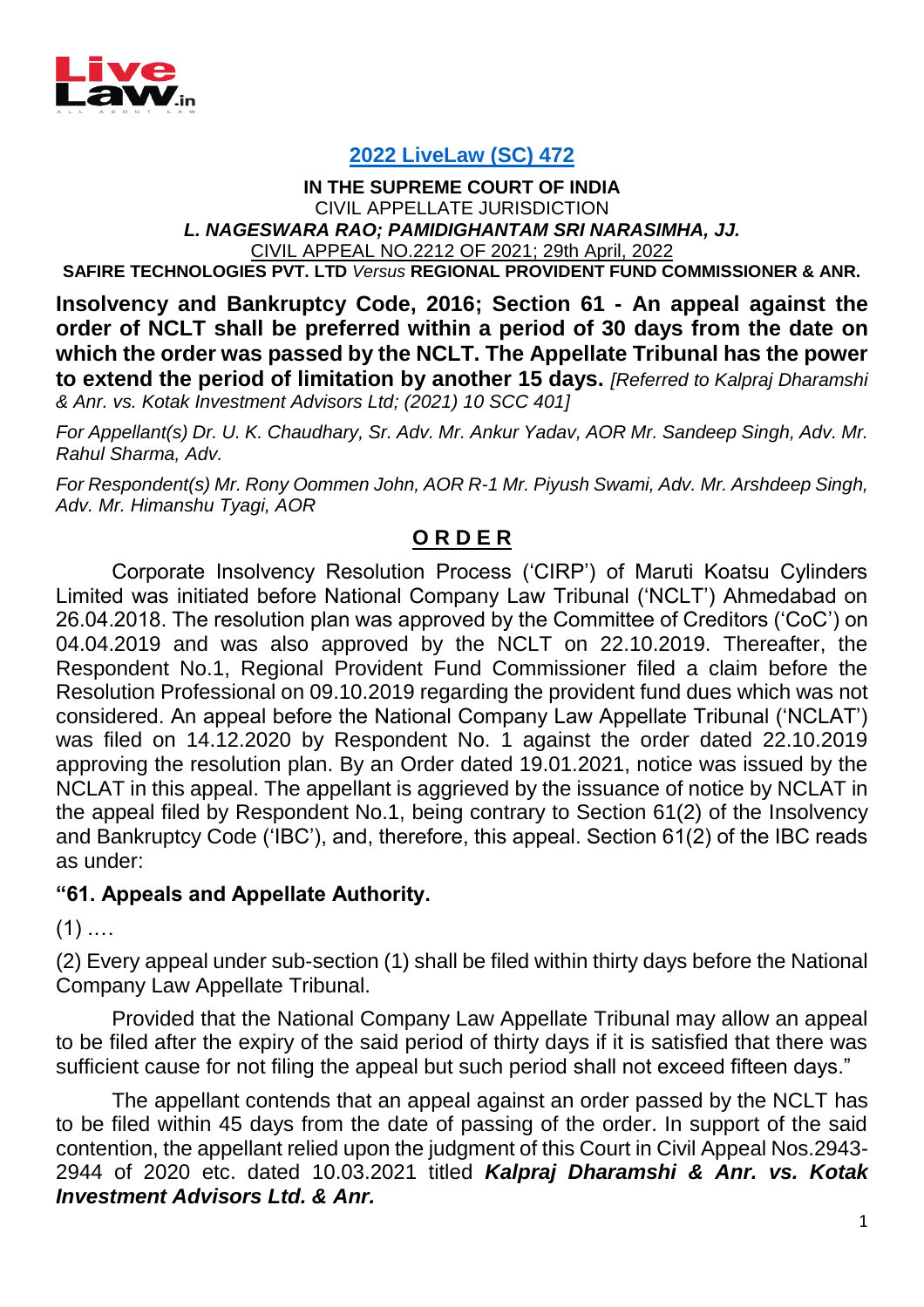**[2022 LiveLaw (SC) 472](#)**

**IN THE SUPREME COURT OF INDIA**
CIVIL APPELLATE JURISDICTION
***L. NAGESWARA RAO; PAMIDIGHANTAM SRI NARASIMHA, JJ.***
CIVIL APPEAL NO.2212 OF 2021; 29th April, 2022
**SAFIRE TECHNOLOGIES PVT. LTD** *Versus* **REGIONAL PROVIDENT FUND COMMISSIONER & ANR.**

**Insolvency and Bankruptcy Code, 2016; Section 61 - An appeal against the order of NCLT shall be preferred within a period of 30 days from the date on which the order was passed by the NCLT. The Appellate Tribunal has the power to extend the period of limitation by another 15 days.** *[Referred to Kalpraj Dharamshi & Anr. vs. Kotak Investment Advisors Ltd; (2021) 10 SCC 401]*

*For Appellant(s) Dr. U. K. Chaudhary, Sr. Adv. Mr. Ankur Yadav, AOR Mr. Sandeep Singh, Adv. Mr. Rahul Sharma, Adv.*

*For Respondent(s) Mr. Rony Oommen John, AOR R-1 Mr. Piyush Swami, Adv. Mr. Arshdeep Singh, Adv. Mr. Himanshu Tyagi, AOR*

## O R D E R

Corporate Insolvency Resolution Process ('CIRP') of Maruti Koatsu Cylinders Limited was initiated before National Company Law Tribunal ('NCLT') Ahmedabad on 26.04.2018. The resolution plan was approved by the Committee of Creditors ('CoC') on 04.04.2019 and was also approved by the NCLT on 22.10.2019. Thereafter, the Respondent No.1, Regional Provident Fund Commissioner filed a claim before the Resolution Professional on 09.10.2019 regarding the provident fund dues which was not considered. An appeal before the National Company Law Appellate Tribunal ('NCLAT') was filed on 14.12.2020 by Respondent No. 1 against the order dated 22.10.2019 approving the resolution plan. By an Order dated 19.01.2021, notice was issued by the NCLAT in this appeal. The appellant is aggrieved by the issuance of notice by NCLAT in the appeal filed by Respondent No.1, being contrary to Section 61(2) of the Insolvency and Bankruptcy Code ('IBC'), and, therefore, this appeal. Section 61(2) of the IBC reads as under:

**"61. Appeals and Appellate Authority.**

(1) ….

(2) Every appeal under sub-section (1) shall be filed within thirty days before the National Company Law Appellate Tribunal.

Provided that the National Company Law Appellate Tribunal may allow an appeal to be filed after the expiry of the said period of thirty days if it is satisfied that there was sufficient cause for not filing the appeal but such period shall not exceed fifteen days."

The appellant contends that an appeal against an order passed by the NCLT has to be filed within 45 days from the date of passing of the order. In support of the said contention, the appellant relied upon the judgment of this Court in Civil Appeal Nos.2943-2944 of 2020 etc. dated 10.03.2021 titled ***Kalpraj Dharamshi & Anr. vs. Kotak Investment Advisors Ltd. & Anr.***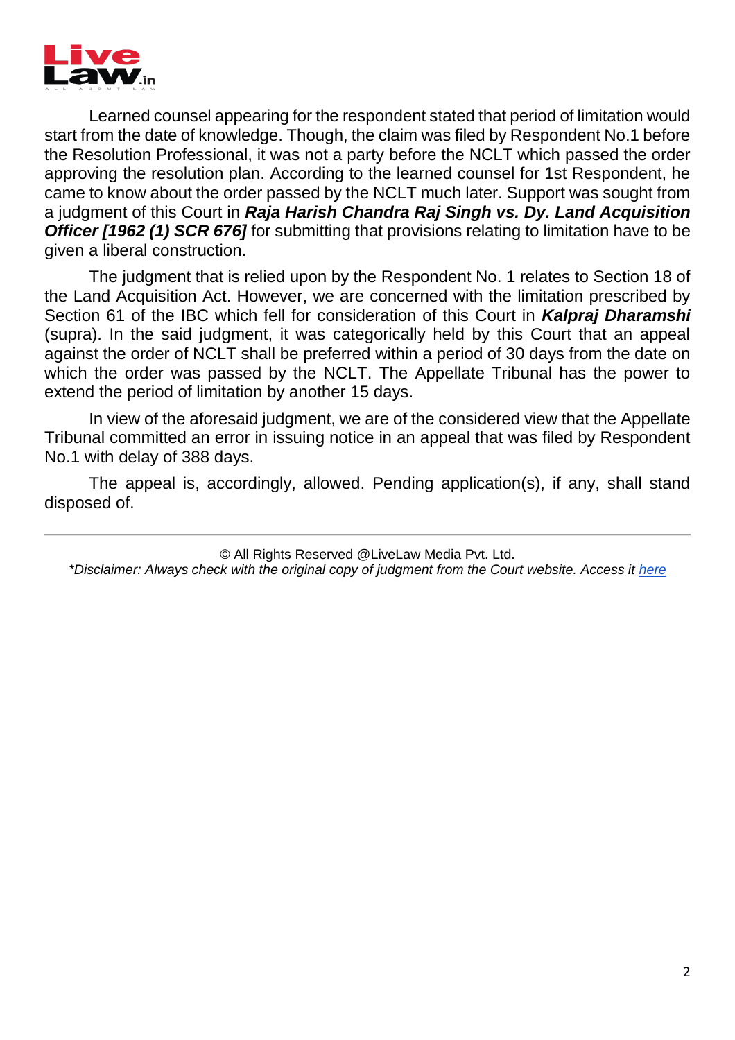Learned counsel appearing for the respondent stated that period of limitation would start from the date of knowledge. Though, the claim was filed by Respondent No.1 before the Resolution Professional, it was not a party before the NCLT which passed the order approving the resolution plan. According to the learned counsel for 1st Respondent, he came to know about the order passed by the NCLT much later. Support was sought from a judgment of this Court in ***Raja Harish Chandra Raj Singh vs. Dy. Land Acquisition Officer [1962 (1) SCR 676]*** for submitting that provisions relating to limitation have to be given a liberal construction.

The judgment that is relied upon by the Respondent No. 1 relates to Section 18 of the Land Acquisition Act. However, we are concerned with the limitation prescribed by Section 61 of the IBC which fell for consideration of this Court in ***Kalpraj Dharamshi*** (supra). In the said judgment, it was categorically held by this Court that an appeal against the order of NCLT shall be preferred within a period of 30 days from the date on which the order was passed by the NCLT. The Appellate Tribunal has the power to extend the period of limitation by another 15 days.

In view of the aforesaid judgment, we are of the considered view that the Appellate Tribunal committed an error in issuing notice in an appeal that was filed by Respondent No.1 with delay of 388 days.

The appeal is, accordingly, allowed. Pending application(s), if any, shall stand disposed of.

---

© All Rights Reserved @LiveLaw Media Pvt. Ltd.

*Disclaimer: Always check with the original copy of judgment from the Court website. Access it here*